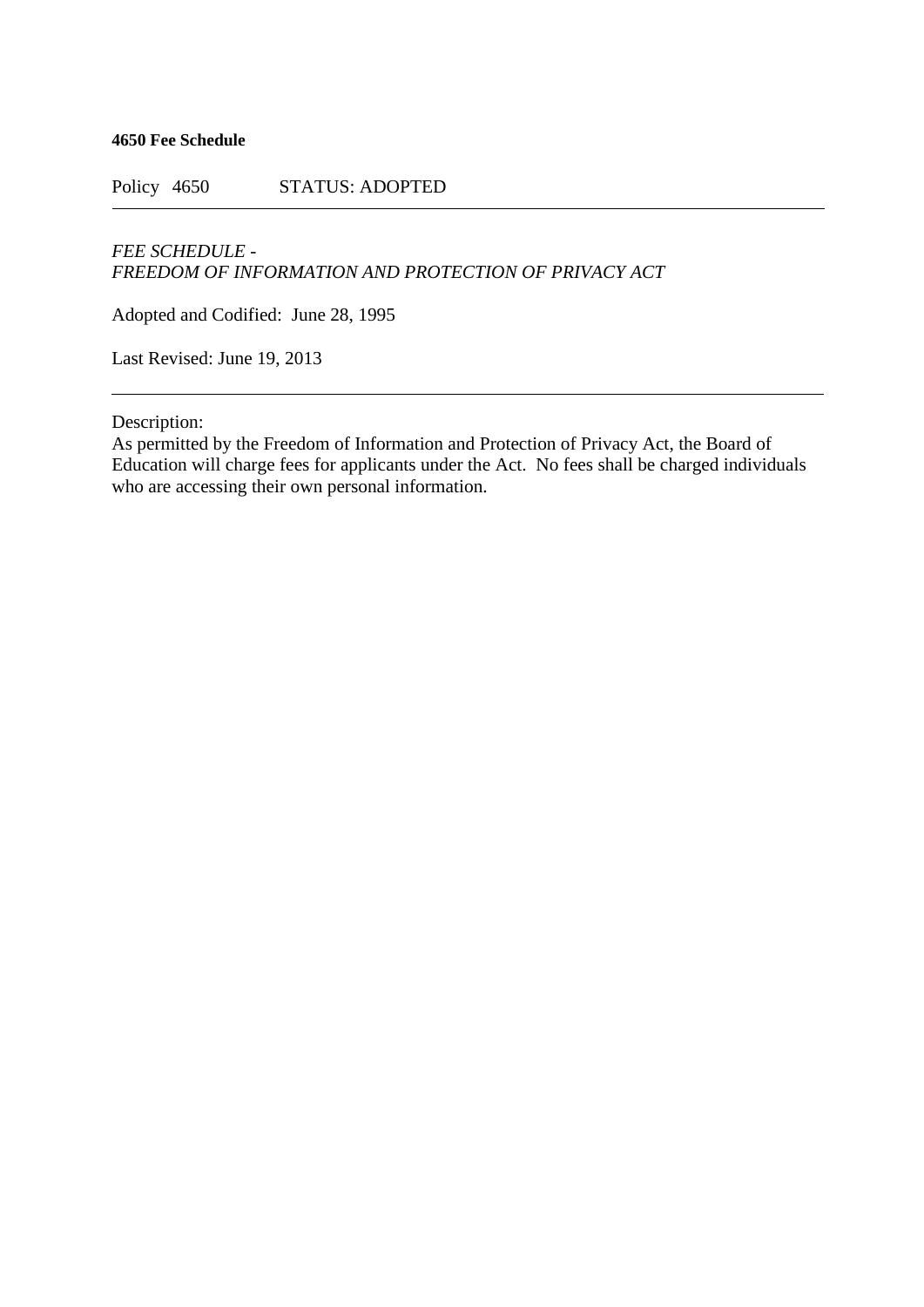**4650 Fee Schedule**

Policy 4650 STATUS: ADOPTED

---

*FEE SCHEDULE -*
*FREEDOM OF INFORMATION AND PROTECTION OF PRIVACY ACT*

Adopted and Codified: June 28, 1995

Last Revised: June 19, 2013

---

Description:
As permitted by the Freedom of Information and Protection of Privacy Act, the Board of Education will charge fees for applicants under the Act. No fees shall be charged individuals who are accessing their own personal information.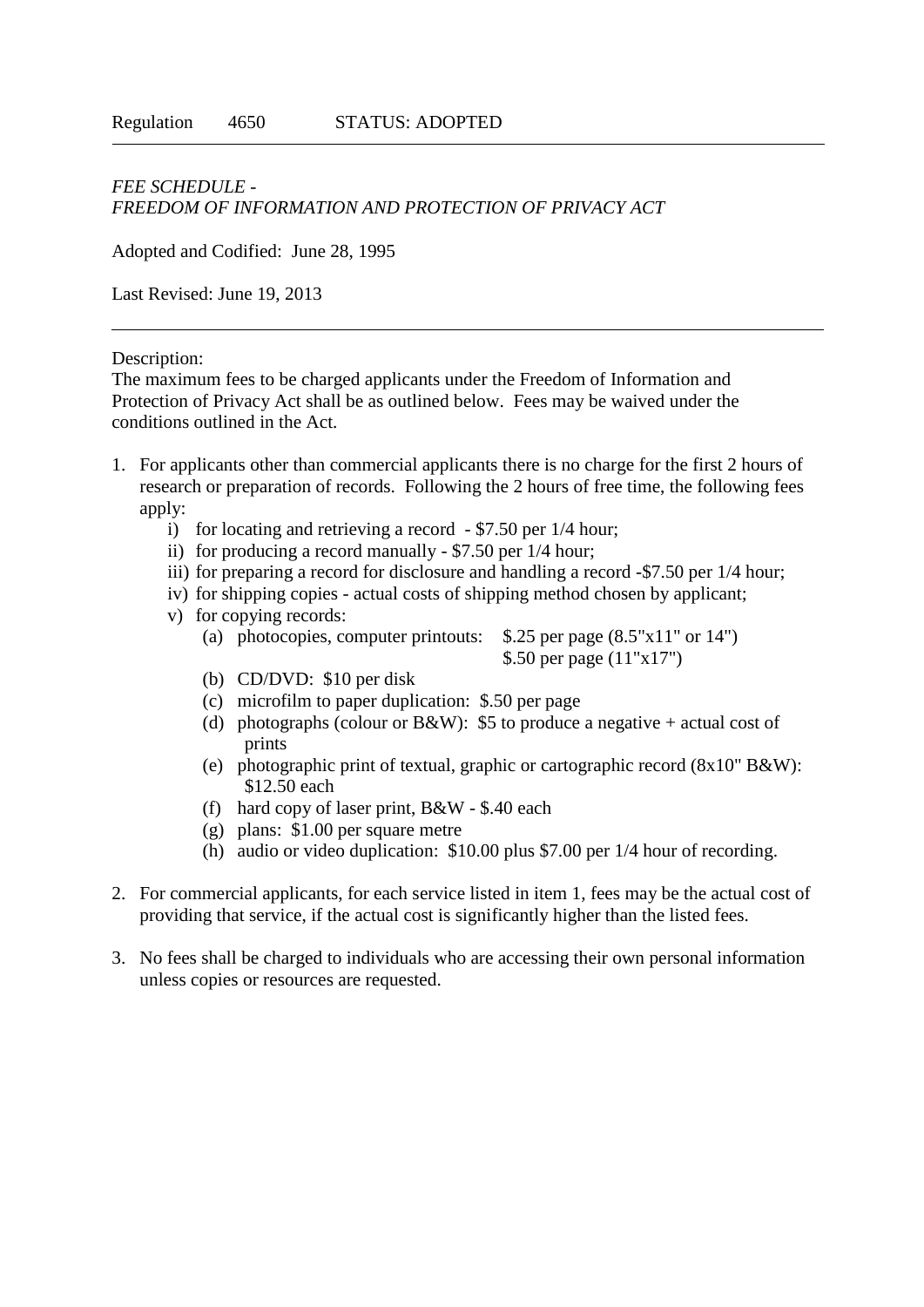Regulation 4650 STATUS: ADOPTED

---

*FEE SCHEDULE -*
*FREEDOM OF INFORMATION AND PROTECTION OF PRIVACY ACT*

Adopted and Codified: June 28, 1995

Last Revised: June 19, 2013

---

Description:
The maximum fees to be charged applicants under the Freedom of Information and Protection of Privacy Act shall be as outlined below. Fees may be waived under the conditions outlined in the Act.

1. For applicants other than commercial applicants there is no charge for the first 2 hours of research or preparation of records. Following the 2 hours of free time, the following fees apply:
   - i) for locating and retrieving a record - $7.50 per 1/4 hour;
   - ii) for producing a record manually - $7.50 per 1/4 hour;
   - iii) for preparing a record for disclosure and handling a record -$7.50 per 1/4 hour;
   - iv) for shipping copies - actual costs of shipping method chosen by applicant;
   - v) for copying records:
     - (a) photocopies, computer printouts: $.25 per page (8.5"x11" or 14")
       $.50 per page (11"x17")
     - (b) CD/DVD: $10 per disk
     - (c) microfilm to paper duplication: $.50 per page
     - (d) photographs (colour or B&W): $5 to produce a negative + actual cost of prints
     - (e) photographic print of textual, graphic or cartographic record (8x10" B&W): $12.50 each
     - (f) hard copy of laser print, B&W - $.40 each
     - (g) plans: $1.00 per square metre
     - (h) audio or video duplication: $10.00 plus $7.00 per 1/4 hour of recording.

2. For commercial applicants, for each service listed in item 1, fees may be the actual cost of providing that service, if the actual cost is significantly higher than the listed fees.

3. No fees shall be charged to individuals who are accessing their own personal information unless copies or resources are requested.